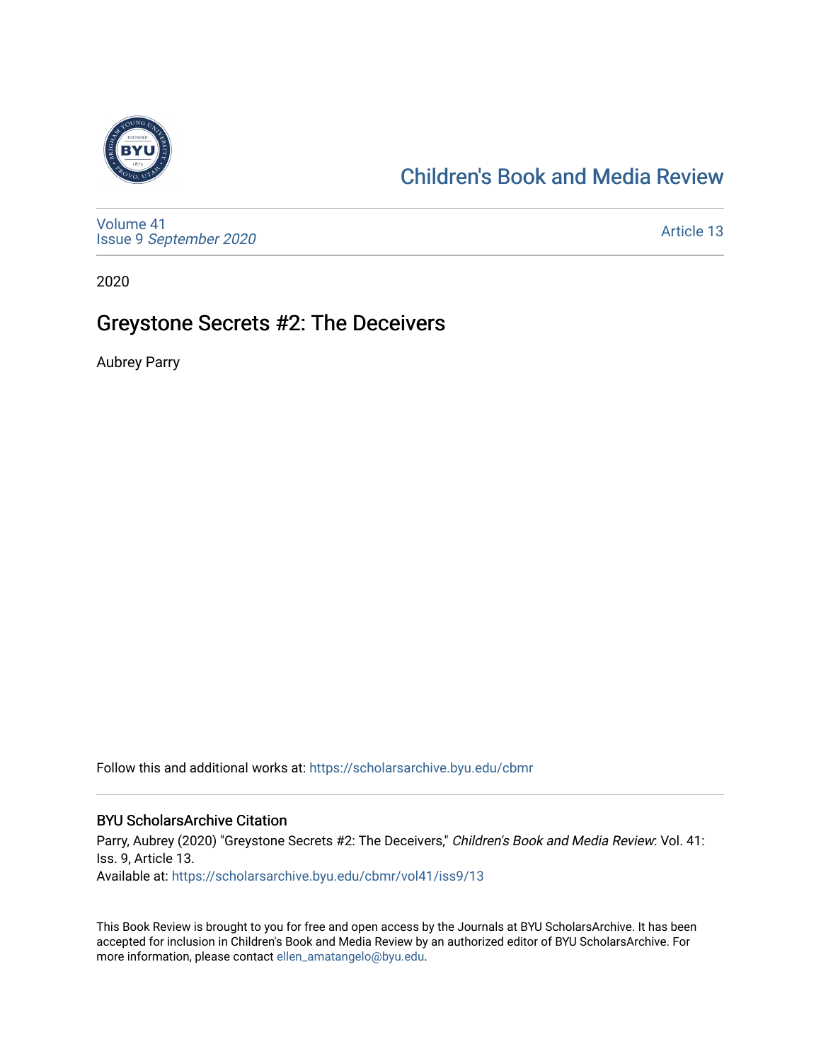Children's Book and Media Review

Volume 41
Issue 9 *September 2020*

Article 13

2020

# Greystone Secrets #2: The Deceivers

Aubrey Parry

Follow this and additional works at: https://scholarsarchive.byu.edu/cbmr

## BYU ScholarsArchive Citation

Parry, Aubrey (2020) "Greystone Secrets #2: The Deceivers," *Children's Book and Media Review*: Vol. 41: Iss. 9, Article 13.
Available at: https://scholarsarchive.byu.edu/cbmr/vol41/iss9/13

This Book Review is brought to you for free and open access by the Journals at BYU ScholarsArchive. It has been accepted for inclusion in Children's Book and Media Review by an authorized editor of BYU ScholarsArchive. For more information, please contact ellen_amatangelo@byu.edu.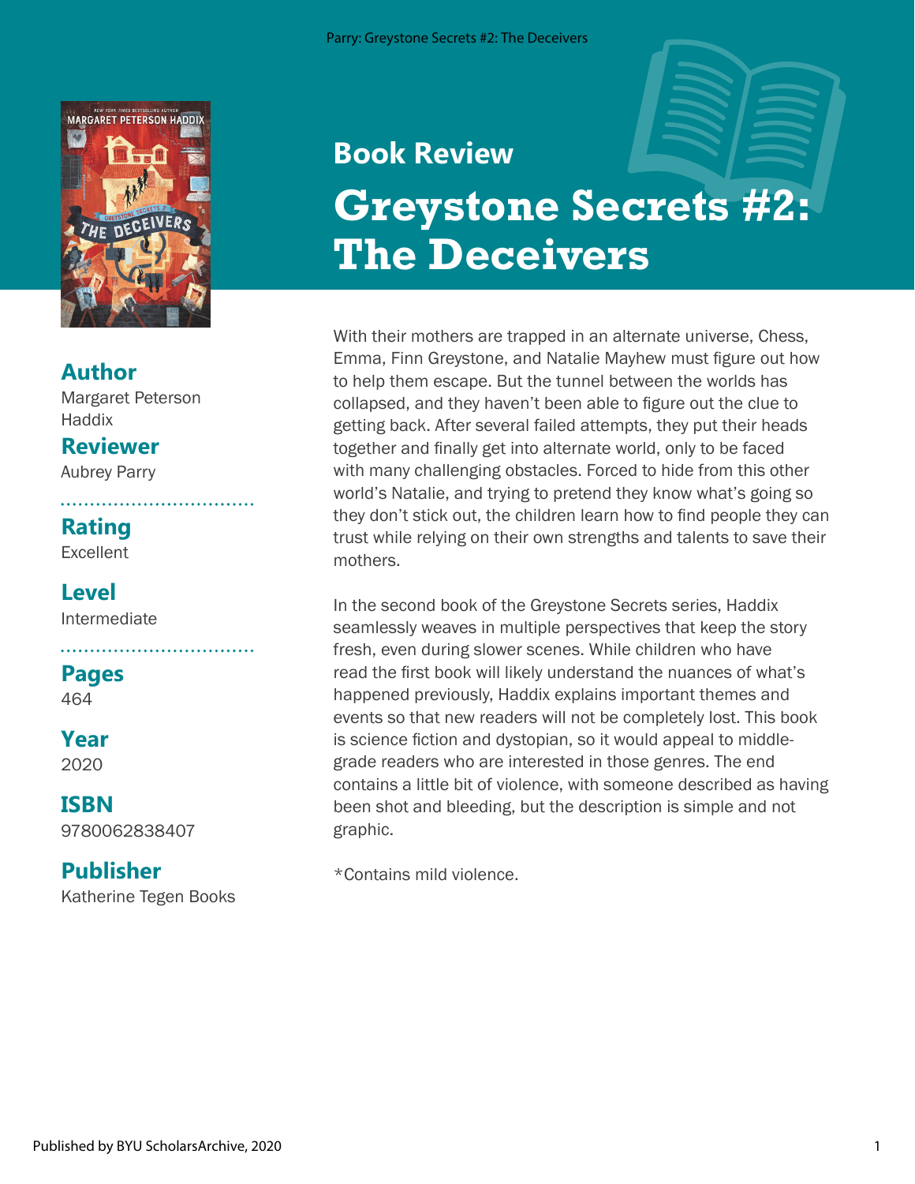## Book Review

# Greystone Secrets #2: The Deceivers

**Author**
Margaret Peterson Haddix

**Reviewer**
Aubrey Parry

**Rating**
Excellent

**Level**
Intermediate

**Pages**
464

**Year**
2020

**ISBN**
9780062838407

**Publisher**
Katherine Tegen Books

With their mothers are trapped in an alternate universe, Chess, Emma, Finn Greystone, and Natalie Mayhew must figure out how to help them escape. But the tunnel between the worlds has collapsed, and they haven't been able to figure out the clue to getting back. After several failed attempts, they put their heads together and finally get into alternate world, only to be faced with many challenging obstacles. Forced to hide from this other world's Natalie, and trying to pretend they know what's going so they don't stick out, the children learn how to find people they can trust while relying on their own strengths and talents to save their mothers.

In the second book of the Greystone Secrets series, Haddix seamlessly weaves in multiple perspectives that keep the story fresh, even during slower scenes. While children who have read the first book will likely understand the nuances of what's happened previously, Haddix explains important themes and events so that new readers will not be completely lost. This book is science fiction and dystopian, so it would appeal to middle-grade readers who are interested in those genres. The end contains a little bit of violence, with someone described as having been shot and bleeding, but the description is simple and not graphic.

*Contains mild violence.